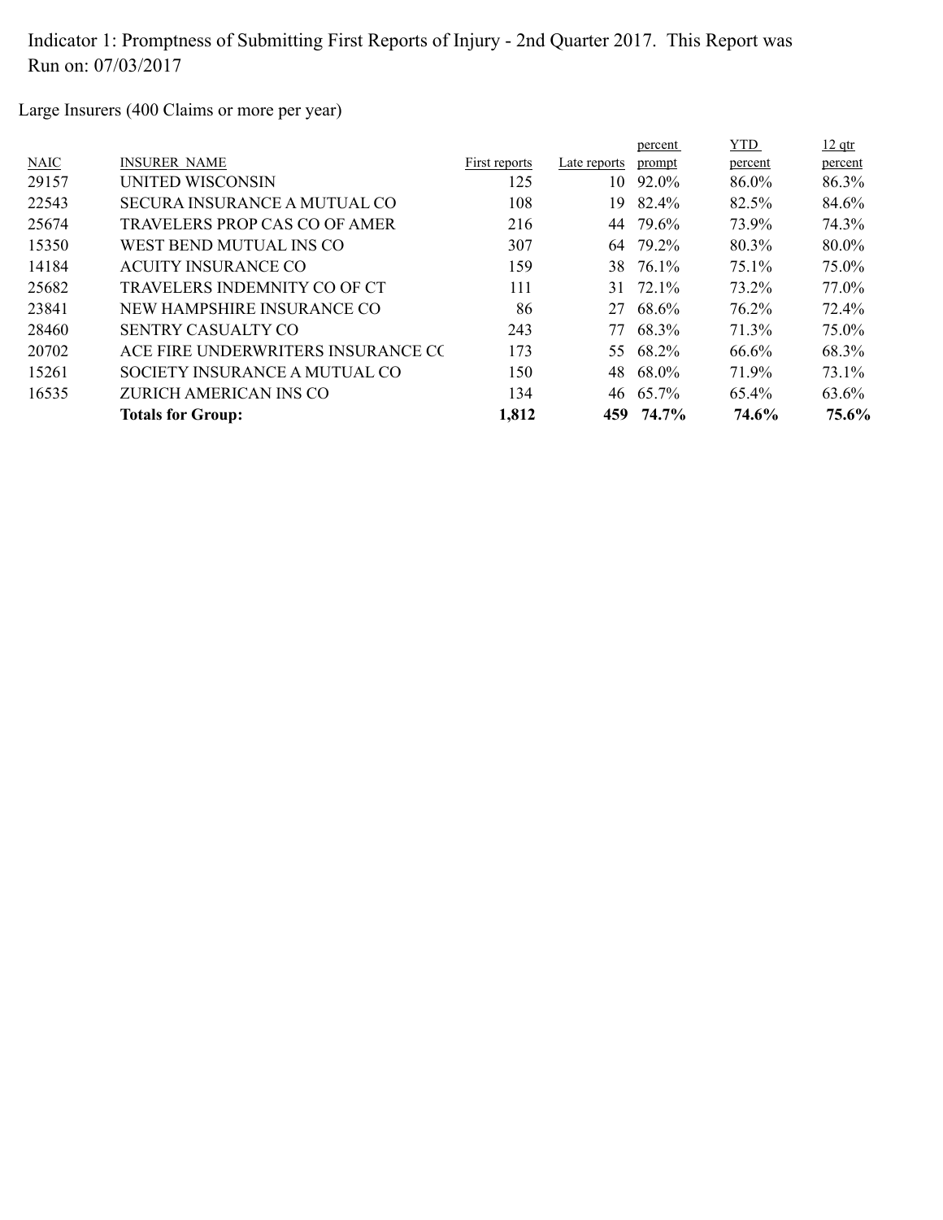Indicator 1: Promptness of Submitting First Reports of Injury - 2nd Quarter 2017. This Report was Run on: 07/03/2017

Large Insurers (400 Claims or more per year)

| NAIC | INSURER NAME | First reports | Late reports | percent prompt | YTD percent | 12 qtr percent |
|---|---|---|---|---|---|---|
| 29157 | UNITED WISCONSIN | 125 | 10 | 92.0% | 86.0% | 86.3% |
| 22543 | SECURA INSURANCE A MUTUAL CO | 108 | 19 | 82.4% | 82.5% | 84.6% |
| 25674 | TRAVELERS PROP CAS CO OF AMER | 216 | 44 | 79.6% | 73.9% | 74.3% |
| 15350 | WEST BEND MUTUAL INS CO | 307 | 64 | 79.2% | 80.3% | 80.0% |
| 14184 | ACUITY INSURANCE CO | 159 | 38 | 76.1% | 75.1% | 75.0% |
| 25682 | TRAVELERS INDEMNITY CO OF CT | 111 | 31 | 72.1% | 73.2% | 77.0% |
| 23841 | NEW HAMPSHIRE INSURANCE CO | 86 | 27 | 68.6% | 76.2% | 72.4% |
| 28460 | SENTRY CASUALTY CO | 243 | 77 | 68.3% | 71.3% | 75.0% |
| 20702 | ACE FIRE UNDERWRITERS INSURANCE CC | 173 | 55 | 68.2% | 66.6% | 68.3% |
| 15261 | SOCIETY INSURANCE A MUTUAL CO | 150 | 48 | 68.0% | 71.9% | 73.1% |
| 16535 | ZURICH AMERICAN INS CO | 134 | 46 | 65.7% | 65.4% | 63.6% |
| | **Totals for Group:** | **1,812** | **459** | **74.7%** | **74.6%** | **75.6%** |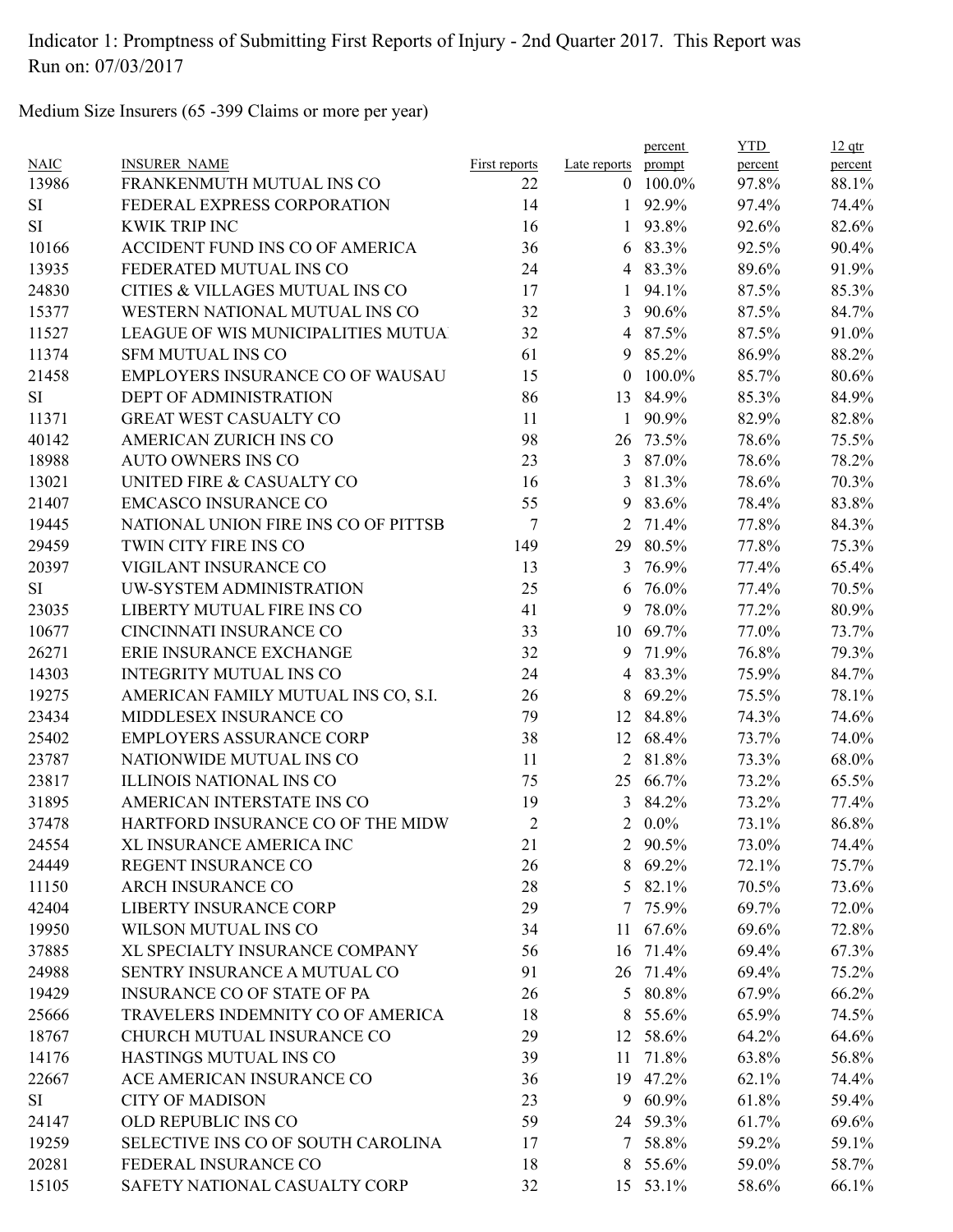Indicator 1: Promptness of Submitting First Reports of Injury - 2nd Quarter 2017. This Report was Run on: 07/03/2017

Medium Size Insurers (65 -399 Claims or more per year)

| NAIC | INSURER_NAME | First reports | Late reports | percent prompt | YTD percent | 12 qtr percent |
|---|---|---|---|---|---|---|
| 13986 | FRANKENMUTH MUTUAL INS CO | 22 | 0 | 100.0% | 97.8% | 88.1% |
| SI | FEDERAL EXPRESS CORPORATION | 14 | 1 | 92.9% | 97.4% | 74.4% |
| SI | KWIK TRIP INC | 16 | 1 | 93.8% | 92.6% | 82.6% |
| 10166 | ACCIDENT FUND INS CO OF AMERICA | 36 | 6 | 83.3% | 92.5% | 90.4% |
| 13935 | FEDERATED MUTUAL INS CO | 24 | 4 | 83.3% | 89.6% | 91.9% |
| 24830 | CITIES & VILLAGES MUTUAL INS CO | 17 | 1 | 94.1% | 87.5% | 85.3% |
| 15377 | WESTERN NATIONAL MUTUAL INS CO | 32 | 3 | 90.6% | 87.5% | 84.7% |
| 11527 | LEAGUE OF WIS MUNICIPALITIES MUTUA | 32 | 4 | 87.5% | 87.5% | 91.0% |
| 11374 | SFM MUTUAL INS CO | 61 | 9 | 85.2% | 86.9% | 88.2% |
| 21458 | EMPLOYERS INSURANCE CO OF WAUSAU | 15 | 0 | 100.0% | 85.7% | 80.6% |
| SI | DEPT OF ADMINISTRATION | 86 | 13 | 84.9% | 85.3% | 84.9% |
| 11371 | GREAT WEST CASUALTY CO | 11 | 1 | 90.9% | 82.9% | 82.8% |
| 40142 | AMERICAN ZURICH INS CO | 98 | 26 | 73.5% | 78.6% | 75.5% |
| 18988 | AUTO OWNERS INS CO | 23 | 3 | 87.0% | 78.6% | 78.2% |
| 13021 | UNITED FIRE & CASUALTY CO | 16 | 3 | 81.3% | 78.6% | 70.3% |
| 21407 | EMCASCO INSURANCE CO | 55 | 9 | 83.6% | 78.4% | 83.8% |
| 19445 | NATIONAL UNION FIRE INS CO OF PITTSB | 7 | 2 | 71.4% | 77.8% | 84.3% |
| 29459 | TWIN CITY FIRE INS CO | 149 | 29 | 80.5% | 77.8% | 75.3% |
| 20397 | VIGILANT INSURANCE CO | 13 | 3 | 76.9% | 77.4% | 65.4% |
| SI | UW-SYSTEM ADMINISTRATION | 25 | 6 | 76.0% | 77.4% | 70.5% |
| 23035 | LIBERTY MUTUAL FIRE INS CO | 41 | 9 | 78.0% | 77.2% | 80.9% |
| 10677 | CINCINNATI INSURANCE CO | 33 | 10 | 69.7% | 77.0% | 73.7% |
| 26271 | ERIE INSURANCE EXCHANGE | 32 | 9 | 71.9% | 76.8% | 79.3% |
| 14303 | INTEGRITY MUTUAL INS CO | 24 | 4 | 83.3% | 75.9% | 84.7% |
| 19275 | AMERICAN FAMILY MUTUAL INS CO, S.I. | 26 | 8 | 69.2% | 75.5% | 78.1% |
| 23434 | MIDDLESEX INSURANCE CO | 79 | 12 | 84.8% | 74.3% | 74.6% |
| 25402 | EMPLOYERS ASSURANCE CORP | 38 | 12 | 68.4% | 73.7% | 74.0% |
| 23787 | NATIONWIDE MUTUAL INS CO | 11 | 2 | 81.8% | 73.3% | 68.0% |
| 23817 | ILLINOIS NATIONAL INS CO | 75 | 25 | 66.7% | 73.2% | 65.5% |
| 31895 | AMERICAN INTERSTATE INS CO | 19 | 3 | 84.2% | 73.2% | 77.4% |
| 37478 | HARTFORD INSURANCE CO OF THE MIDW | 2 | 2 | 0.0% | 73.1% | 86.8% |
| 24554 | XL INSURANCE AMERICA INC | 21 | 2 | 90.5% | 73.0% | 74.4% |
| 24449 | REGENT INSURANCE CO | 26 | 8 | 69.2% | 72.1% | 75.7% |
| 11150 | ARCH INSURANCE CO | 28 | 5 | 82.1% | 70.5% | 73.6% |
| 42404 | LIBERTY INSURANCE CORP | 29 | 7 | 75.9% | 69.7% | 72.0% |
| 19950 | WILSON MUTUAL INS CO | 34 | 11 | 67.6% | 69.6% | 72.8% |
| 37885 | XL SPECIALTY INSURANCE COMPANY | 56 | 16 | 71.4% | 69.4% | 67.3% |
| 24988 | SENTRY INSURANCE A MUTUAL CO | 91 | 26 | 71.4% | 69.4% | 75.2% |
| 19429 | INSURANCE CO OF STATE OF PA | 26 | 5 | 80.8% | 67.9% | 66.2% |
| 25666 | TRAVELERS INDEMNITY CO OF AMERICA | 18 | 8 | 55.6% | 65.9% | 74.5% |
| 18767 | CHURCH MUTUAL INSURANCE CO | 29 | 12 | 58.6% | 64.2% | 64.6% |
| 14176 | HASTINGS MUTUAL INS CO | 39 | 11 | 71.8% | 63.8% | 56.8% |
| 22667 | ACE AMERICAN INSURANCE CO | 36 | 19 | 47.2% | 62.1% | 74.4% |
| SI | CITY OF MADISON | 23 | 9 | 60.9% | 61.8% | 59.4% |
| 24147 | OLD REPUBLIC INS CO | 59 | 24 | 59.3% | 61.7% | 69.6% |
| 19259 | SELECTIVE INS CO OF SOUTH CAROLINA | 17 | 7 | 58.8% | 59.2% | 59.1% |
| 20281 | FEDERAL INSURANCE CO | 18 | 8 | 55.6% | 59.0% | 58.7% |
| 15105 | SAFETY NATIONAL CASUALTY CORP | 32 | 15 | 53.1% | 58.6% | 66.1% |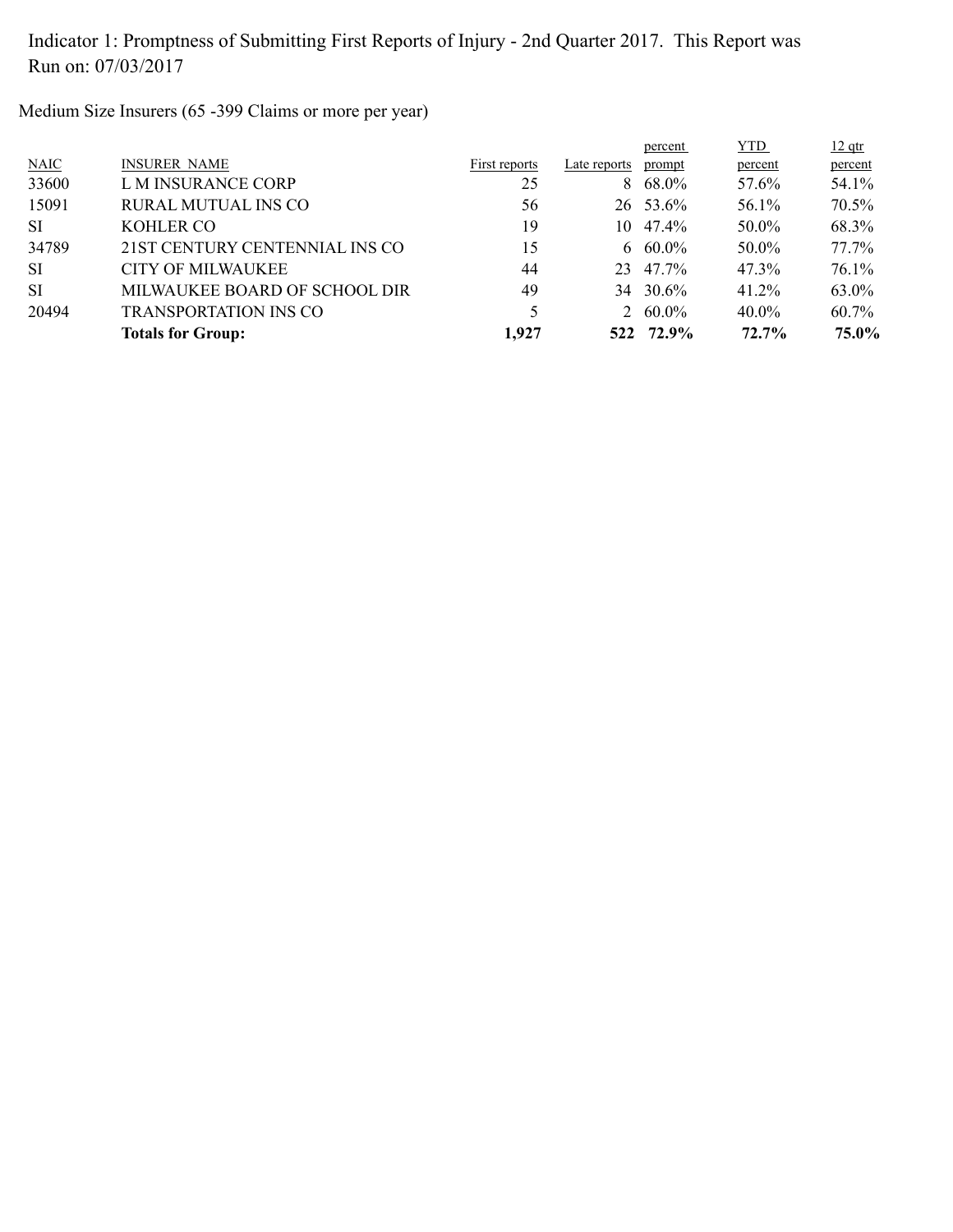Indicator 1: Promptness of Submitting First Reports of Injury - 2nd Quarter 2017. This Report was Run on: 07/03/2017

Medium Size Insurers (65 -399 Claims or more per year)

| NAIC | INSURER NAME | First reports | Late reports | percent prompt | YTD percent | 12 qtr percent |
|---|---|---|---|---|---|---|
| 33600 | L M INSURANCE CORP | 25 | 8 | 68.0% | 57.6% | 54.1% |
| 15091 | RURAL MUTUAL INS CO | 56 | 26 | 53.6% | 56.1% | 70.5% |
| SI | KOHLER CO | 19 | 10 | 47.4% | 50.0% | 68.3% |
| 34789 | 21ST CENTURY CENTENNIAL INS CO | 15 | 6 | 60.0% | 50.0% | 77.7% |
| SI | CITY OF MILWAUKEE | 44 | 23 | 47.7% | 47.3% | 76.1% |
| SI | MILWAUKEE BOARD OF SCHOOL DIR | 49 | 34 | 30.6% | 41.2% | 63.0% |
| 20494 | TRANSPORTATION INS CO | 5 | 2 | 60.0% | 40.0% | 60.7% |
| | **Totals for Group:** | **1,927** | **522** | **72.9%** | **72.7%** | **75.0%** |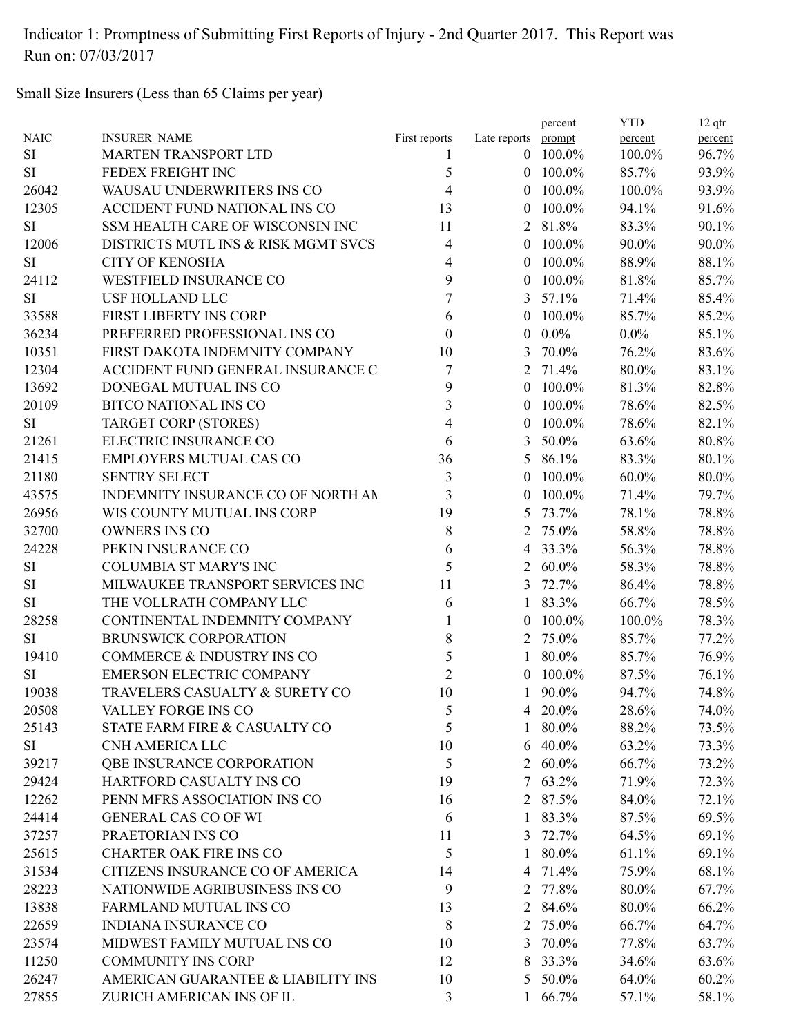Indicator 1: Promptness of Submitting First Reports of Injury - 2nd Quarter 2017. This Report was Run on: 07/03/2017

Small Size Insurers (Less than 65 Claims per year)

| NAIC | INSURER NAME | First reports | Late reports | percent prompt | YTD percent | 12 qtr percent |
|---|---|---|---|---|---|---|
| SI | MARTEN TRANSPORT LTD | 1 | 0 | 100.0% | 100.0% | 96.7% |
| SI | FEDEX FREIGHT INC | 5 | 0 | 100.0% | 85.7% | 93.9% |
| 26042 | WAUSAU UNDERWRITERS INS CO | 4 | 0 | 100.0% | 100.0% | 93.9% |
| 12305 | ACCIDENT FUND NATIONAL INS CO | 13 | 0 | 100.0% | 94.1% | 91.6% |
| SI | SSM HEALTH CARE OF WISCONSIN INC | 11 | 2 | 81.8% | 83.3% | 90.1% |
| 12006 | DISTRICTS MUTL INS & RISK MGMT SVCS | 4 | 0 | 100.0% | 90.0% | 90.0% |
| SI | CITY OF KENOSHA | 4 | 0 | 100.0% | 88.9% | 88.1% |
| 24112 | WESTFIELD INSURANCE CO | 9 | 0 | 100.0% | 81.8% | 85.7% |
| SI | USF HOLLAND LLC | 7 | 3 | 57.1% | 71.4% | 85.4% |
| 33588 | FIRST LIBERTY INS CORP | 6 | 0 | 100.0% | 85.7% | 85.2% |
| 36234 | PREFERRED PROFESSIONAL INS CO | 0 | 0 | 0.0% | 0.0% | 85.1% |
| 10351 | FIRST DAKOTA INDEMNITY COMPANY | 10 | 3 | 70.0% | 76.2% | 83.6% |
| 12304 | ACCIDENT FUND GENERAL INSURANCE C | 7 | 2 | 71.4% | 80.0% | 83.1% |
| 13692 | DONEGAL MUTUAL INS CO | 9 | 0 | 100.0% | 81.3% | 82.8% |
| 20109 | BITCO NATIONAL INS CO | 3 | 0 | 100.0% | 78.6% | 82.5% |
| SI | TARGET CORP (STORES) | 4 | 0 | 100.0% | 78.6% | 82.1% |
| 21261 | ELECTRIC INSURANCE CO | 6 | 3 | 50.0% | 63.6% | 80.8% |
| 21415 | EMPLOYERS MUTUAL CAS CO | 36 | 5 | 86.1% | 83.3% | 80.1% |
| 21180 | SENTRY SELECT | 3 | 0 | 100.0% | 60.0% | 80.0% |
| 43575 | INDEMNITY INSURANCE CO OF NORTH AM | 3 | 0 | 100.0% | 71.4% | 79.7% |
| 26956 | WIS COUNTY MUTUAL INS CORP | 19 | 5 | 73.7% | 78.1% | 78.8% |
| 32700 | OWNERS INS CO | 8 | 2 | 75.0% | 58.8% | 78.8% |
| 24228 | PEKIN INSURANCE CO | 6 | 4 | 33.3% | 56.3% | 78.8% |
| SI | COLUMBIA ST MARY'S INC | 5 | 2 | 60.0% | 58.3% | 78.8% |
| SI | MILWAUKEE TRANSPORT SERVICES INC | 11 | 3 | 72.7% | 86.4% | 78.8% |
| SI | THE VOLLRATH COMPANY LLC | 6 | 1 | 83.3% | 66.7% | 78.5% |
| 28258 | CONTINENTAL INDEMNITY COMPANY | 1 | 0 | 100.0% | 100.0% | 78.3% |
| SI | BRUNSWICK CORPORATION | 8 | 2 | 75.0% | 85.7% | 77.2% |
| 19410 | COMMERCE & INDUSTRY INS CO | 5 | 1 | 80.0% | 85.7% | 76.9% |
| SI | EMERSON ELECTRIC COMPANY | 2 | 0 | 100.0% | 87.5% | 76.1% |
| 19038 | TRAVELERS CASUALTY & SURETY CO | 10 | 1 | 90.0% | 94.7% | 74.8% |
| 20508 | VALLEY FORGE INS CO | 5 | 4 | 20.0% | 28.6% | 74.0% |
| 25143 | STATE FARM FIRE & CASUALTY CO | 5 | 1 | 80.0% | 88.2% | 73.5% |
| SI | CNH AMERICA LLC | 10 | 6 | 40.0% | 63.2% | 73.3% |
| 39217 | QBE INSURANCE CORPORATION | 5 | 2 | 60.0% | 66.7% | 73.2% |
| 29424 | HARTFORD CASUALTY INS CO | 19 | 7 | 63.2% | 71.9% | 72.3% |
| 12262 | PENN MFRS ASSOCIATION INS CO | 16 | 2 | 87.5% | 84.0% | 72.1% |
| 24414 | GENERAL CAS CO OF WI | 6 | 1 | 83.3% | 87.5% | 69.5% |
| 37257 | PRAETORIAN INS CO | 11 | 3 | 72.7% | 64.5% | 69.1% |
| 25615 | CHARTER OAK FIRE INS CO | 5 | 1 | 80.0% | 61.1% | 69.1% |
| 31534 | CITIZENS INSURANCE CO OF AMERICA | 14 | 4 | 71.4% | 75.9% | 68.1% |
| 28223 | NATIONWIDE AGRIBUSINESS INS CO | 9 | 2 | 77.8% | 80.0% | 67.7% |
| 13838 | FARMLAND MUTUAL INS CO | 13 | 2 | 84.6% | 80.0% | 66.2% |
| 22659 | INDIANA INSURANCE CO | 8 | 2 | 75.0% | 66.7% | 64.7% |
| 23574 | MIDWEST FAMILY MUTUAL INS CO | 10 | 3 | 70.0% | 77.8% | 63.7% |
| 11250 | COMMUNITY INS CORP | 12 | 8 | 33.3% | 34.6% | 63.6% |
| 26247 | AMERICAN GUARANTEE & LIABILITY INS | 10 | 5 | 50.0% | 64.0% | 60.2% |
| 27855 | ZURICH AMERICAN INS OF IL | 3 | 1 | 66.7% | 57.1% | 58.1% |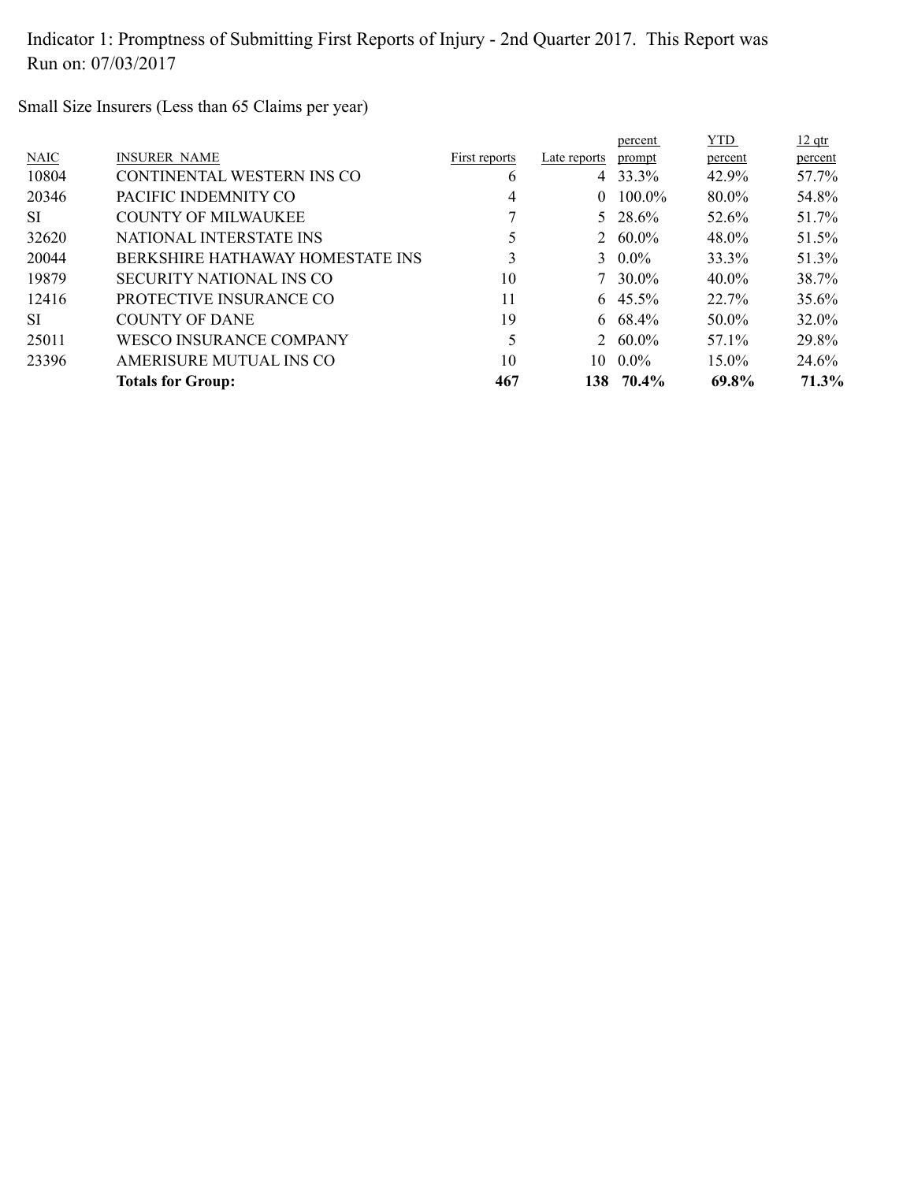Indicator 1: Promptness of Submitting First Reports of Injury - 2nd Quarter 2017. This Report was Run on: 07/03/2017

Small Size Insurers (Less than 65 Claims per year)

| NAIC | INSURER NAME | First reports | Late reports | percent prompt | YTD percent | 12 qtr percent |
|---|---|---|---|---|---|---|
| 10804 | CONTINENTAL WESTERN INS CO | 6 | 4 | 33.3% | 42.9% | 57.7% |
| 20346 | PACIFIC INDEMNITY CO | 4 | 0 | 100.0% | 80.0% | 54.8% |
| SI | COUNTY OF MILWAUKEE | 7 | 5 | 28.6% | 52.6% | 51.7% |
| 32620 | NATIONAL INTERSTATE INS | 5 | 2 | 60.0% | 48.0% | 51.5% |
| 20044 | BERKSHIRE HATHAWAY HOMESTATE INS | 3 | 3 | 0.0% | 33.3% | 51.3% |
| 19879 | SECURITY NATIONAL INS CO | 10 | 7 | 30.0% | 40.0% | 38.7% |
| 12416 | PROTECTIVE INSURANCE CO | 11 | 6 | 45.5% | 22.7% | 35.6% |
| SI | COUNTY OF DANE | 19 | 6 | 68.4% | 50.0% | 32.0% |
| 25011 | WESCO INSURANCE COMPANY | 5 | 2 | 60.0% | 57.1% | 29.8% |
| 23396 | AMERISURE MUTUAL INS CO | 10 | 10 | 0.0% | 15.0% | 24.6% |
| | **Totals for Group:** | **467** | **138** | **70.4%** | **69.8%** | **71.3%** |